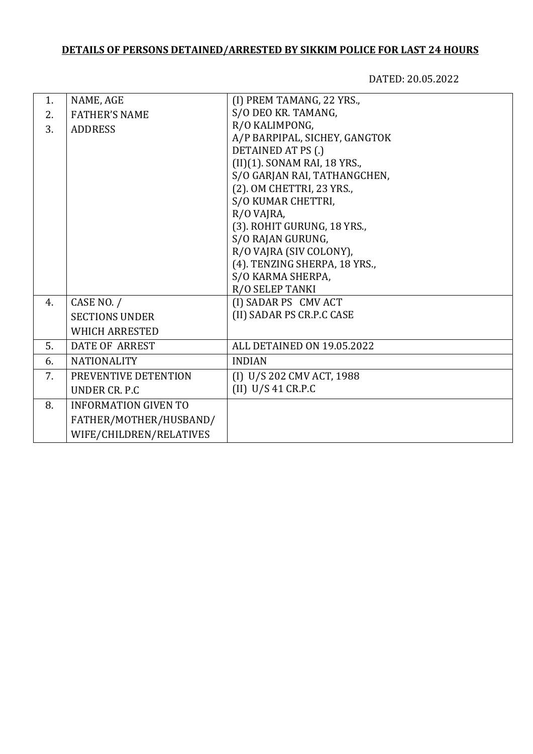**DETAILS OF PERSONS DETAINED/ARRESTED BY SIKKIM POLICE FOR LAST 24 HOURS**

DATED: 20.05.2022

| | | |
|---|---|---|
| 1.<br>2.<br>3. | NAME, AGE<br>FATHER'S NAME<br>ADDRESS | (I) PREM TAMANG, 22 YRS.,<br>S/O DEO KR. TAMANG,<br>R/O KALIMPONG,<br>A/P BARPIPAL, SICHEY, GANGTOK<br>DETAINED AT PS (.)<br>(II)(1). SONAM RAI, 18 YRS.,<br>S/O GARJAN RAI, TATHANGCHEN,<br>(2). OM CHETTRI, 23 YRS.,<br>S/O KUMAR CHETTRI,<br>R/O VAJRA,<br>(3). ROHIT GURUNG, 18 YRS.,<br>S/O RAJAN GURUNG,<br>R/O VAJRA (SIV COLONY),<br>(4). TENZING SHERPA, 18 YRS.,<br>S/O KARMA SHERPA,<br>R/O SELEP TANKI |
| 4. | CASE NO. /<br>SECTIONS UNDER<br>WHICH ARRESTED | (I) SADAR PS CMV ACT<br>(II) SADAR PS CR.P.C CASE |
| 5. | DATE OF ARREST | ALL DETAINED ON 19.05.2022 |
| 6. | NATIONALITY | INDIAN |
| 7. | PREVENTIVE DETENTION<br>UNDER CR. P.C | (I) U/S 202 CMV ACT, 1988<br>(II) U/S 41 CR.P.C |
| 8. | INFORMATION GIVEN TO<br>FATHER/MOTHER/HUSBAND/<br>WIFE/CHILDREN/RELATIVES | |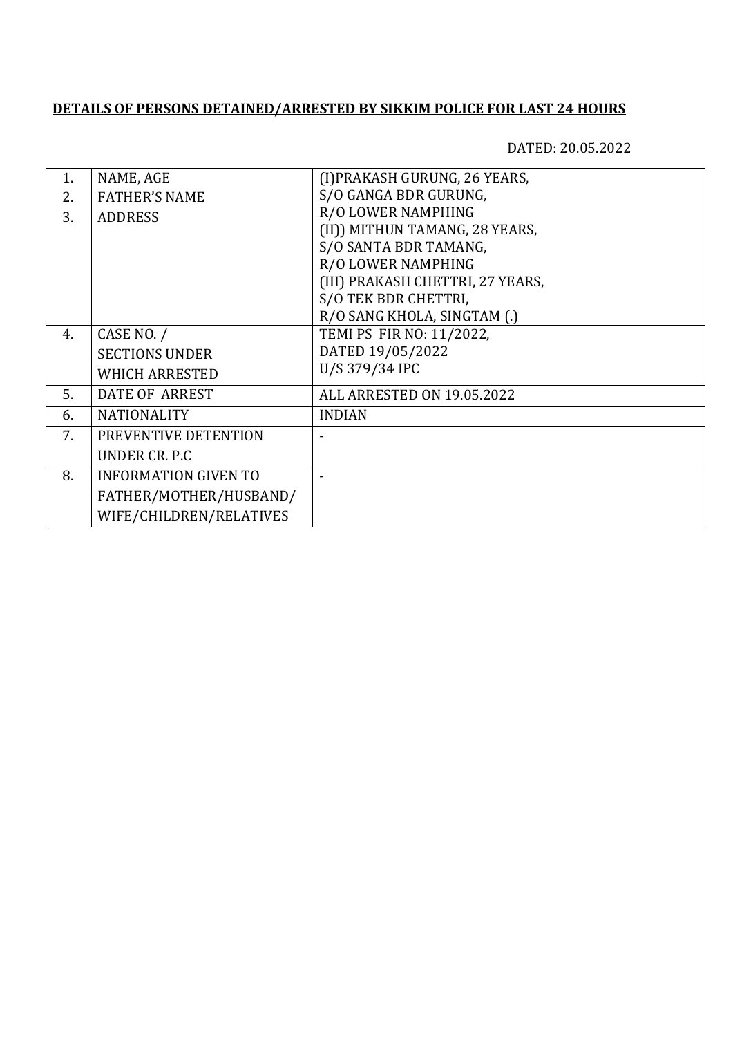**DETAILS OF PERSONS DETAINED/ARRESTED BY SIKKIM POLICE FOR LAST 24 HOURS**

DATED: 20.05.2022

| | | |
|---|---|---|
| 1.<br>2.<br>3. | NAME, AGE<br>FATHER'S NAME<br>ADDRESS | (I)PRAKASH GURUNG, 26 YEARS,<br>S/O GANGA BDR GURUNG,<br>R/O LOWER NAMPHING<br>(II)) MITHUN TAMANG, 28 YEARS,<br>S/O SANTA BDR TAMANG,<br>R/O LOWER NAMPHING<br>(III) PRAKASH CHETTRI, 27 YEARS,<br>S/O TEK BDR CHETTRI,<br>R/O SANG KHOLA, SINGTAM (.) |
| 4. | CASE NO. /<br>SECTIONS UNDER<br>WHICH ARRESTED | TEMI PS FIR NO: 11/2022,<br>DATED 19/05/2022<br>U/S 379/34 IPC |
| 5. | DATE OF ARREST | ALL ARRESTED ON 19.05.2022 |
| 6. | NATIONALITY | INDIAN |
| 7. | PREVENTIVE DETENTION<br>UNDER CR. P.C | - |
| 8. | INFORMATION GIVEN TO<br>FATHER/MOTHER/HUSBAND/<br>WIFE/CHILDREN/RELATIVES | - |